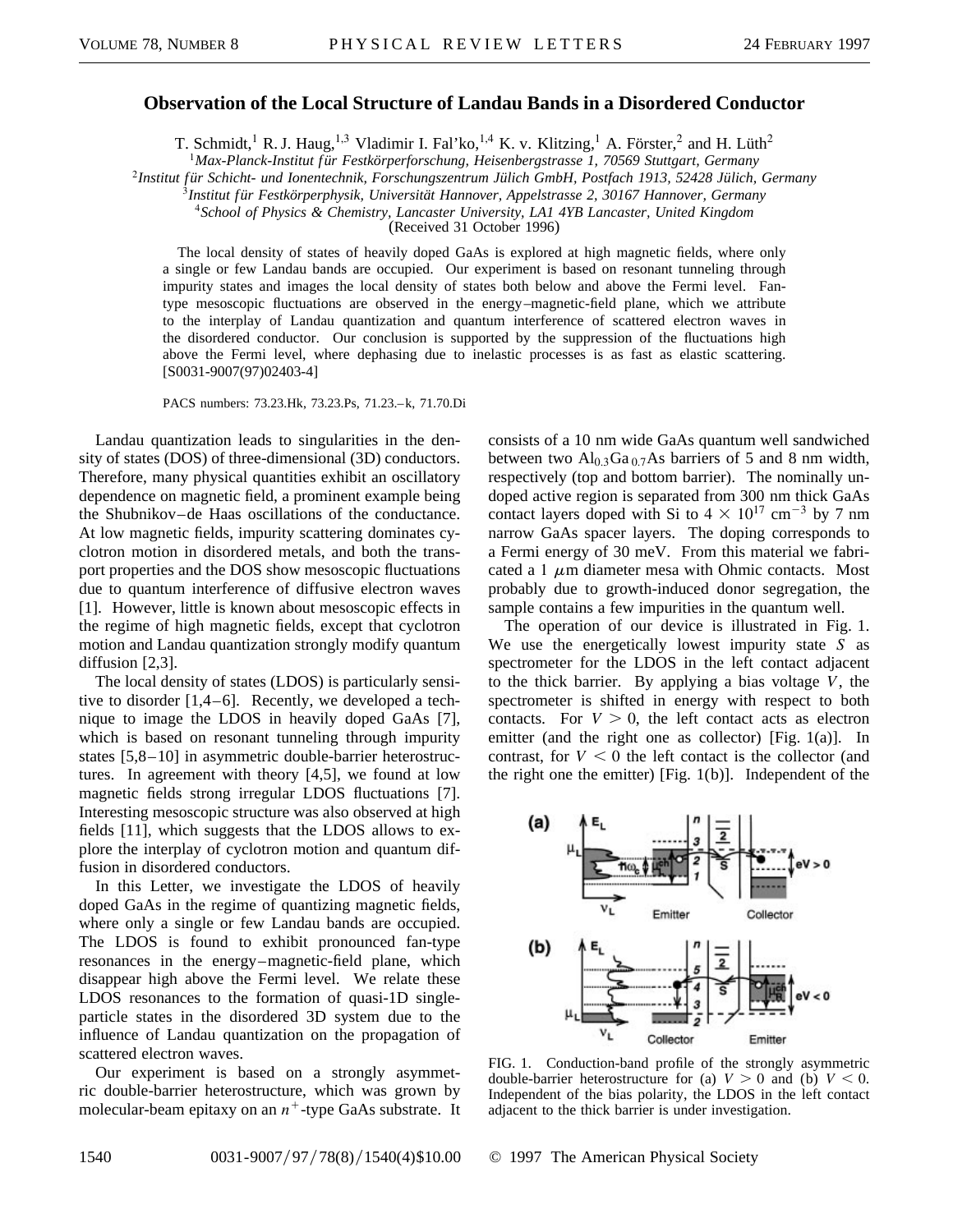# Observation of the Local Structure of Landau Bands in a Disordered Conductor

T. Schmidt,[1] R. J. Haug,[1,3] Vladimir I. Fal'ko,[1,4] K. v. Klitzing,[1] A. Förster,[2] and H. Lüth[2]

[1] *Max-Planck-Institut für Festkörperforschung, Heisenbergstrasse 1, 70569 Stuttgart, Germany*
[2] *Institut für Schicht- und Ionentechnik, Forschungszentrum Jülich GmbH, Postfach 1913, 52428 Jülich, Germany*
[3] *Institut für Festkörperphysik, Universität Hannover, Appelstrasse 2, 30167 Hannover, Germany*
[4] *School of Physics & Chemistry, Lancaster University, LA1 4YB Lancaster, United Kingdom*

(Received 31 October 1996)

The local density of states of heavily doped GaAs is explored at high magnetic fields, where only a single or few Landau bands are occupied. Our experiment is based on resonant tunneling through impurity states and images the local density of states both below and above the Fermi level. Fan-type mesoscopic fluctuations are observed in the energy–magnetic-field plane, which we attribute to the interplay of Landau quantization and quantum interference of scattered electron waves in the disordered conductor. Our conclusion is supported by the suppression of the fluctuations high above the Fermi level, where dephasing due to inelastic processes is as fast as elastic scattering. [S0031-9007(97)02403-4]

PACS numbers: 73.23.Hk, 73.23.Ps, 71.23.–k, 71.70.Di

Landau quantization leads to singularities in the density of states (DOS) of three-dimensional (3D) conductors. Therefore, many physical quantities exhibit an oscillatory dependence on magnetic field, a prominent example being the Shubnikov–de Haas oscillations of the conductance. At low magnetic fields, impurity scattering dominates cyclotron motion in disordered metals, and both the transport properties and the DOS show mesoscopic fluctuations due to quantum interference of diffusive electron waves [1]. However, little is known about mesoscopic effects in the regime of high magnetic fields, except that cyclotron motion and Landau quantization strongly modify quantum diffusion [2,3].

The local density of states (LDOS) is particularly sensitive to disorder [1,4–6]. Recently, we developed a technique to image the LDOS in heavily doped GaAs [7], which is based on resonant tunneling through impurity states [5,8–10] in asymmetric double-barrier heterostructures. In agreement with theory [4,5], we found at low magnetic fields strong irregular LDOS fluctuations [7]. Interesting mesoscopic structure was also observed at high fields [11], which suggests that the LDOS allows to explore the interplay of cyclotron motion and quantum diffusion in disordered conductors.

In this Letter, we investigate the LDOS of heavily doped GaAs in the regime of quantizing magnetic fields, where only a single or few Landau bands are occupied. The LDOS is found to exhibit pronounced fan-type resonances in the energy–magnetic-field plane, which disappear high above the Fermi level. We relate these LDOS resonances to the formation of quasi-1D single-particle states in the disordered 3D system due to the influence of Landau quantization on the propagation of scattered electron waves.

Our experiment is based on a strongly asymmetric double-barrier heterostructure, which was grown by molecular-beam epitaxy on an $n^+$-type GaAs substrate. It consists of a 10 nm wide GaAs quantum well sandwiched between two $Al_{0.3}Ga_{0.7}As$ barriers of 5 and 8 nm width, respectively (top and bottom barrier). The nominally undoped active region is separated from 300 nm thick GaAs contact layers doped with Si to $4 \times 10^{17}$ cm$^{-3}$ by 7 nm narrow GaAs spacer layers. The doping corresponds to a Fermi energy of 30 meV. From this material we fabricated a 1 $\mu$m diameter mesa with Ohmic contacts. Most probably due to growth-induced donor segregation, the sample contains a few impurities in the quantum well.

The operation of our device is illustrated in Fig. 1. We use the energetically lowest impurity state $S$ as spectrometer for the LDOS in the left contact adjacent to the thick barrier. By applying a bias voltage $V$, the spectrometer is shifted in energy with respect to both contacts. For $V > 0$, the left contact acts as electron emitter (and the right one as collector) [Fig. 1(a)]. In contrast, for $V < 0$ the left contact is the collector (and the right one the emitter) [Fig. 1(b)]. Independent of the

FIG. 1. Conduction-band profile of the strongly asymmetric double-barrier heterostructure for (a) $V > 0$ and (b) $V < 0$. Independent of the bias polarity, the LDOS in the left contact adjacent to the thick barrier is under investigation.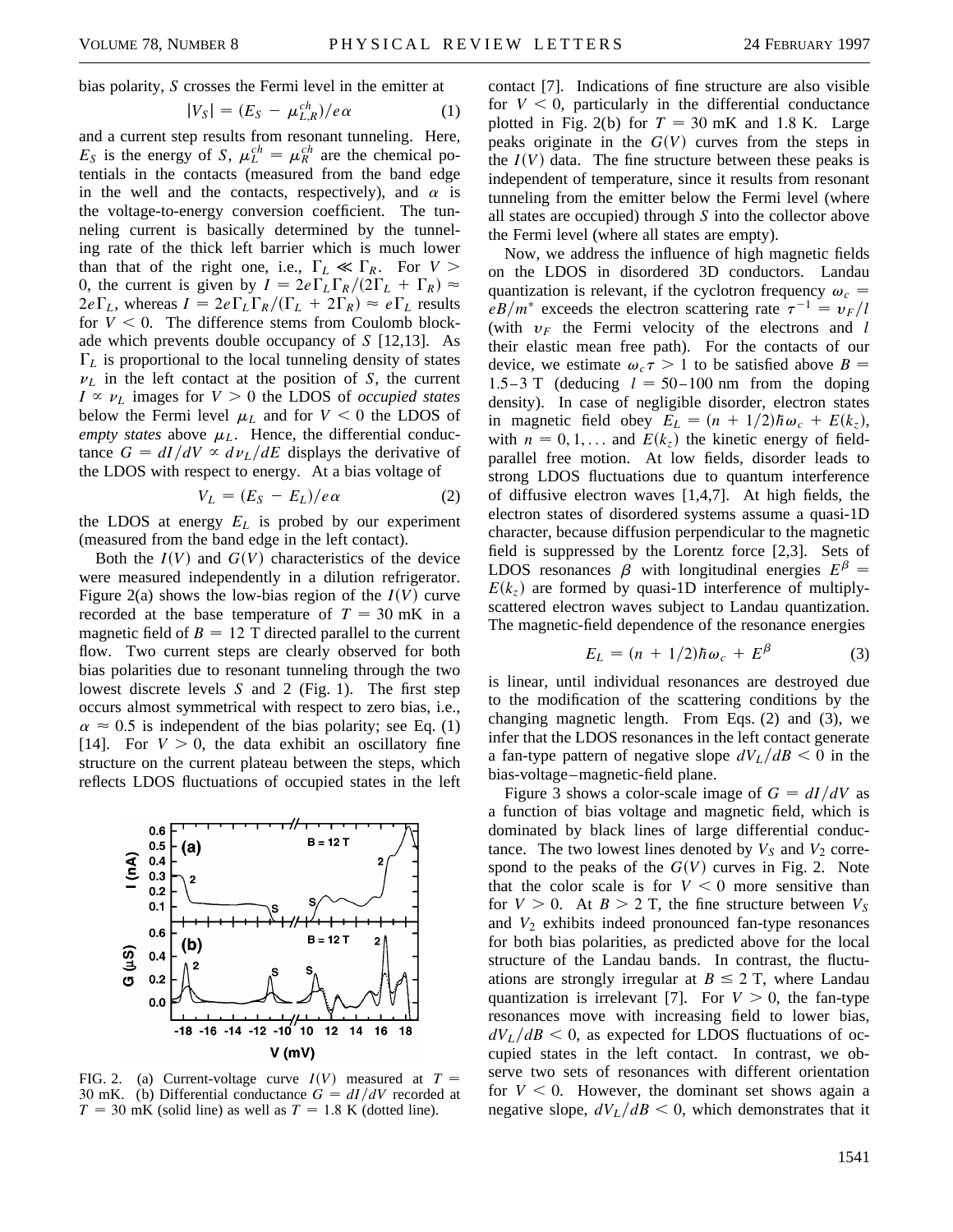bias polarity, $S$ crosses the Fermi level in the emitter at

$$|V_S| = (E_S - \mu_{L,R}^{ch})/e\alpha \qquad (1)$$

and a current step results from resonant tunneling. Here, $E_S$ is the energy of $S$, $\mu_L^{ch} = \mu_R^{ch}$ are the chemical potentials in the contacts (measured from the band edge in the well and the contacts, respectively), and $\alpha$ is the voltage-to-energy conversion coefficient. The tunneling current is basically determined by the tunneling rate of the thick left barrier which is much lower than that of the right one, i.e., $\Gamma_L \ll \Gamma_R$. For $V > 0$, the current is given by $I = 2e\Gamma_L\Gamma_R/(2\Gamma_L + \Gamma_R) \approx 2e\Gamma_L$, whereas $I = 2e\Gamma_L\Gamma_R/(\Gamma_L + 2\Gamma_R) \approx e\Gamma_L$ results for $V < 0$. The difference stems from Coulomb blockade which prevents double occupancy of $S$ [12,13]. As $\Gamma_L$ is proportional to the local tunneling density of states $\nu_L$ in the left contact at the position of $S$, the current $I \propto \nu_L$ images for $V > 0$ the LDOS of *occupied states* below the Fermi level $\mu_L$ and for $V < 0$ the LDOS of *empty states* above $\mu_L$. Hence, the differential conductance $G = dI/dV \propto d\nu_L/dE$ displays the derivative of the LDOS with respect to energy. At a bias voltage of

$$V_L = (E_S - E_L)/e\alpha \qquad (2)$$

the LDOS at energy $E_L$ is probed by our experiment (measured from the band edge in the left contact).

Both the $I(V)$ and $G(V)$ characteristics of the device were measured independently in a dilution refrigerator. Figure 2(a) shows the low-bias region of the $I(V)$ curve recorded at the base temperature of $T = 30$ mK in a magnetic field of $B = 12$ T directed parallel to the current flow. Two current steps are clearly observed for both bias polarities due to resonant tunneling through the two lowest discrete levels $S$ and 2 (Fig. 1). The first step occurs almost symmetrical with respect to zero bias, i.e., $\alpha \approx 0.5$ is independent of the bias polarity; see Eq. (1) [14]. For $V > 0$, the data exhibit an oscillatory fine structure on the current plateau between the steps, which reflects LDOS fluctuations of occupied states in the left contact [7]. Indications of fine structure are also visible for $V < 0$, particularly in the differential conductance plotted in Fig. 2(b) for $T = 30$ mK and 1.8 K. Large peaks originate in the $G(V)$ curves from the steps in the $I(V)$ data. The fine structure between these peaks is independent of temperature, since it results from resonant tunneling from the emitter below the Fermi level (where all states are occupied) through $S$ into the collector above the Fermi level (where all states are empty).

FIG. 2. (a) Current-voltage curve $I(V)$ measured at $T = 30$ mK. (b) Differential conductance $G = dI/dV$ recorded at $T = 30$ mK (solid line) as well as $T = 1.8$ K (dotted line).

Now, we address the influence of high magnetic fields on the LDOS in disordered 3D conductors. Landau quantization is relevant, if the cyclotron frequency $\omega_c = eB/m^*$ exceeds the electron scattering rate $\tau^{-1} = v_F/l$ (with $v_F$ the Fermi velocity of the electrons and $l$ their elastic mean free path). For the contacts of our device, we estimate $\omega_c\tau > 1$ to be satisfied above $B = 1.5$–$3$ T (deducing $l = 50$–$100$ nm from the doping density). In case of negligible disorder, electron states in magnetic field obey $E_L = (n + 1/2)\hbar\omega_c + E(k_z)$, with $n = 0, 1, \ldots$ and $E(k_z)$ the kinetic energy of field-parallel free motion. At low fields, disorder leads to strong LDOS fluctuations due to quantum interference of diffusive electron waves [1,4,7]. At high fields, the electron states of disordered systems assume a quasi-1D character, because diffusion perpendicular to the magnetic field is suppressed by the Lorentz force [2,3]. Sets of LDOS resonances $\beta$ with longitudinal energies $E^\beta = E(k_z)$ are formed by quasi-1D interference of multiply-scattered electron waves subject to Landau quantization. The magnetic-field dependence of the resonance energies

$$E_L = (n + 1/2)\hbar\omega_c + E^\beta \qquad (3)$$

is linear, until individual resonances are destroyed due to the modification of the scattering conditions by the changing magnetic length. From Eqs. (2) and (3), we infer that the LDOS resonances in the left contact generate a fan-type pattern of negative slope $dV_L/dB < 0$ in the bias-voltage–magnetic-field plane.

Figure 3 shows a color-scale image of $G = dI/dV$ as a function of bias voltage and magnetic field, which is dominated by black lines of large differential conductance. The two lowest lines denoted by $V_S$ and $V_2$ correspond to the peaks of the $G(V)$ curves in Fig. 2. Note that the color scale is for $V < 0$ more sensitive than for $V > 0$. At $B > 2$ T, the fine structure between $V_S$ and $V_2$ exhibits indeed pronounced fan-type resonances for both bias polarities, as predicted above for the local structure of the Landau bands. In contrast, the fluctuations are strongly irregular at $B \leq 2$ T, where Landau quantization is irrelevant [7]. For $V > 0$, the fan-type resonances move with increasing field to lower bias, $dV_L/dB < 0$, as expected for LDOS fluctuations of occupied states in the left contact. In contrast, we observe two sets of resonances with different orientation for $V < 0$. However, the dominant set shows again a negative slope, $dV_L/dB < 0$, which demonstrates that it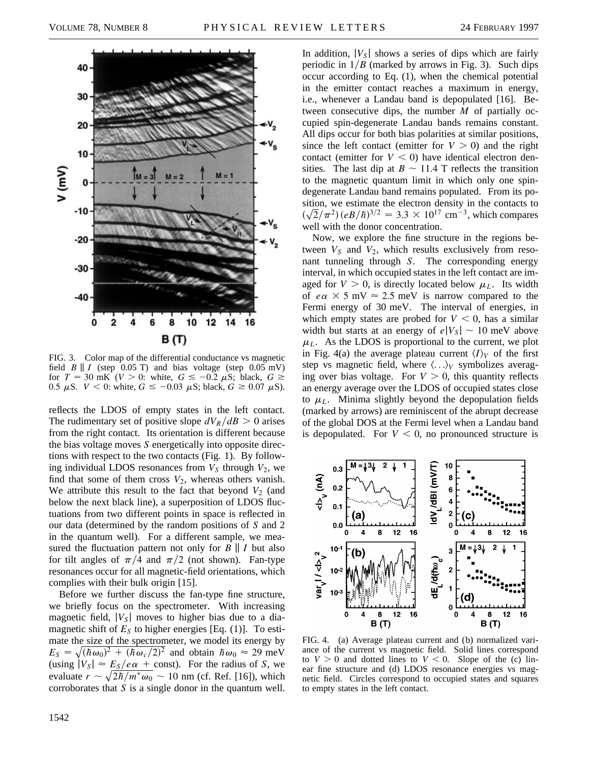FIG. 3. Color map of the differential conductance vs magnetic field $B \parallel I$ (step 0.05 T) and bias voltage (step 0.05 mV) for $T = 30$ mK ($V > 0$: white, $G \leq -0.2$ $\mu$S; black, $G \geq 0.5$ $\mu$S. $V < 0$: white, $G \leq -0.03$ $\mu$S; black, $G \geq 0.07$ $\mu$S).

reflects the LDOS of empty states in the left contact. The rudimentary set of positive slope $dV_R/dB > 0$ arises from the right contact. Its orientation is different because the bias voltage moves $S$ energetically into opposite directions with respect to the two contacts (Fig. 1). By following individual LDOS resonances from $V_S$ through $V_2$, we find that some of them cross $V_2$, whereas others vanish. We attribute this result to the fact that beyond $V_2$ (and below the next black line), a superposition of LDOS fluctuations from two different points in space is reflected in our data (determined by the random positions of $S$ and 2 in the quantum well). For a different sample, we measured the fluctuation pattern not only for $B \parallel I$ but also for tilt angles of $\pi/4$ and $\pi/2$ (not shown). Fan-type resonances occur for all magnetic-field orientations, which complies with their bulk origin [15].

Before we further discuss the fan-type fine structure, we briefly focus on the spectrometer. With increasing magnetic field, $|V_S|$ moves to higher bias due to a diamagnetic shift of $E_S$ to higher energies [Eq. (1)]. To estimate the size of the spectrometer, we model its energy by $E_S = \sqrt{(\hbar\omega_0)^2 + (\hbar\omega_c/2)^2}$ and obtain $\hbar\omega_0 \approx 29$ meV (using $|V_S| \approx E_S/e\alpha$ + const). For the radius of $S$, we evaluate $r \sim \sqrt{2\hbar/m^*\omega_0} \sim 10$ nm (cf. Ref. [16]), which corroborates that $S$ is a single donor in the quantum well.

In addition, $|V_S|$ shows a series of dips which are fairly periodic in $1/B$ (marked by arrows in Fig. 3). Such dips occur according to Eq. (1), when the chemical potential in the emitter contact reaches a maximum in energy, i.e., whenever a Landau band is depopulated [16]. Between consecutive dips, the number $M$ of partially occupied spin-degenerate Landau bands remains constant. All dips occur for both bias polarities at similar positions, since the left contact (emitter for $V > 0$) and the right contact (emitter for $V < 0$) have identical electron densities. The last dip at $B \sim 11.4$ T reflects the transition to the magnetic quantum limit in which only one spin-degenerate Landau band remains populated. From its position, we estimate the electron density in the contacts to $(\sqrt{2}/\pi^2)(eB/\hbar)^{3/2} = 3.3 \times 10^{17}$ cm$^{-3}$, which compares well with the donor concentration.

Now, we explore the fine structure in the regions between $V_S$ and $V_2$, which results exclusively from resonant tunneling through $S$. The corresponding energy interval, in which occupied states in the left contact are imaged for $V > 0$, is directly located below $\mu_L$. Its width of $e\alpha \times 5$ mV $\approx 2.5$ meV is narrow compared to the Fermi energy of 30 meV. The interval of energies, in which empty states are probed for $V < 0$, has a similar width but starts at an energy of $e|V_S| \sim 10$ meV above $\mu_L$. As the LDOS is proportional to the current, we plot in Fig. 4(a) the average plateau current $\langle I \rangle_V$ of the first step vs magnetic field, where $\langle \ldots \rangle_V$ symbolizes averaging over bias voltage. For $V > 0$, this quantity reflects an energy average over the LDOS of occupied states close to $\mu_L$. Minima slightly beyond the depopulation fields (marked by arrows) are reminiscent of the abrupt decrease of the global DOS at the Fermi level when a Landau band is depopulated. For $V < 0$, no pronounced structure is

FIG. 4. (a) Average plateau current and (b) normalized variance of the current vs magnetic field. Solid lines correspond to $V > 0$ and dotted lines to $V < 0$. Slope of the (c) linear fine structure and (d) LDOS resonance energies vs magnetic field. Circles correspond to occupied states and squares to empty states in the left contact.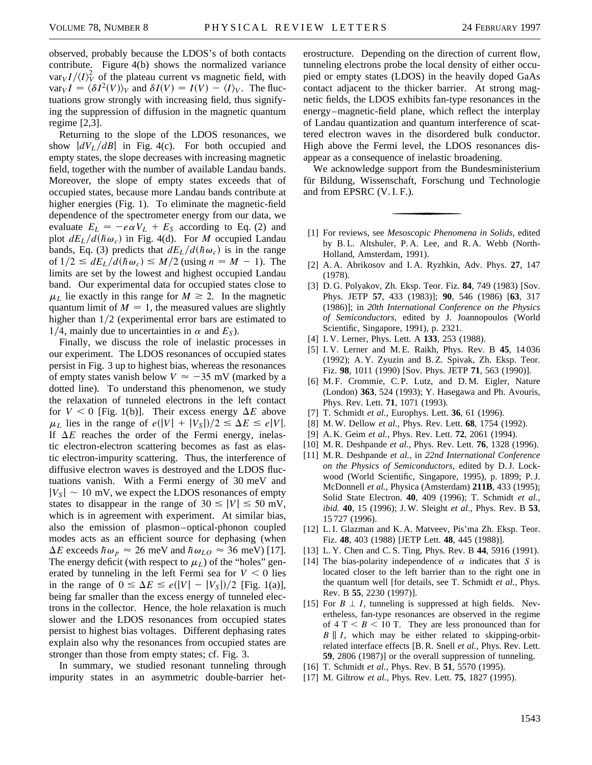observed, probably because the LDOS's of both contacts contribute. Figure 4(b) shows the normalized variance $\mathrm{var}_V I/\langle I\rangle_V^2$ of the plateau current vs magnetic field, with $\mathrm{var}_V I = \langle \delta I^2(V)\rangle_V$ and $\delta I(V) = I(V) - \langle I\rangle_V$. The fluctuations grow strongly with increasing field, thus signifying the suppression of diffusion in the magnetic quantum regime [2,3].

Returning to the slope of the LDOS resonances, we show $|dV_L/dB|$ in Fig. 4(c). For both occupied and empty states, the slope decreases with increasing magnetic field, together with the number of available Landau bands. Moreover, the slope of empty states exceeds that of occupied states, because more Landau bands contribute at higher energies (Fig. 1). To eliminate the magnetic-field dependence of the spectrometer energy from our data, we evaluate $E_L = -e\alpha V_L + E_S$ according to Eq. (2) and plot $dE_L/d(\hbar\omega_c)$ in Fig. 4(d). For $M$ occupied Landau bands, Eq. (3) predicts that $dE_L/d(\hbar\omega_c)$ is in the range of $1/2 \leq dE_L/d(\hbar\omega_c) \leq M/2$ (using $n = M - 1$). The limits are set by the lowest and highest occupied Landau band. Our experimental data for occupied states close to $\mu_L$ lie exactly in this range for $M \geq 2$. In the magnetic quantum limit of $M = 1$, the measured values are slightly higher than $1/2$ (experimental error bars are estimated to $1/4$, mainly due to uncertainties in $\alpha$ and $E_S$).

Finally, we discuss the role of inelastic processes in our experiment. The LDOS resonances of occupied states persist in Fig. 3 up to highest bias, whereas the resonances of empty states vanish below $V \approx -35$ mV (marked by a dotted line). To understand this phenomenon, we study the relaxation of tunneled electrons in the left contact for $V < 0$ [Fig. 1(b)]. Their excess energy $\Delta E$ above $\mu_L$ lies in the range of $e(|V| + |V_S|)/2 \leq \Delta E \leq e|V|$. If $\Delta E$ reaches the order of the Fermi energy, inelastic electron-electron scattering becomes as fast as elastic electron-impurity scattering. Thus, the interference of diffusive electron waves is destroyed and the LDOS fluctuations vanish. With a Fermi energy of 30 meV and $|V_S| \sim 10$ mV, we expect the LDOS resonances of empty states to disappear in the range of $30 \leq |V| \leq 50$ mV, which is in agreement with experiment. At similar bias, also the emission of plasmon–optical-phonon coupled modes acts as an efficient source for dephasing (when $\Delta E$ exceeds $\hbar\omega_p \approx 26$ meV and $\hbar\omega_{LO} \approx 36$ meV) [17]. The energy deficit (with respect to $\mu_L$) of the "holes" generated by tunneling in the left Fermi sea for $V < 0$ lies in the range of $0 \leq \Delta E \leq e(|V| - |V_S|)/2$ [Fig. 1(a)], being far smaller than the excess energy of tunneled electrons in the collector. Hence, the hole relaxation is much slower and the LDOS resonances from occupied states persist to highest bias voltages. Different dephasing rates explain also why the resonances from occupied states are stronger than those from empty states; cf. Fig. 3.

In summary, we studied resonant tunneling through impurity states in an asymmetric double-barrier heterostructure. Depending on the direction of current flow, tunneling electrons probe the local density of either occupied or empty states (LDOS) in the heavily doped GaAs contact adjacent to the thicker barrier. At strong magnetic fields, the LDOS exhibits fan-type resonances in the energy–magnetic-field plane, which reflect the interplay of Landau quantization and quantum interference of scattered electron waves in the disordered bulk conductor. High above the Fermi level, the LDOS resonances disappear as a consequence of inelastic broadening.

We acknowledge support from the Bundesministerium für Bildung, Wissenschaft, Forschung und Technologie and from EPSRC (V. I. F.).

---

[1] For reviews, see *Mesoscopic Phenomena in Solids,* edited by B. L. Altshuler, P. A. Lee, and R. A. Webb (North-Holland, Amsterdam, 1991).

[2] A. A. Abrikosov and I. A. Ryzhkin, Adv. Phys. **27**, 147 (1978).

[3] D. G. Polyakov, Zh. Eksp. Teor. Fiz. **84**, 749 (1983) [Sov. Phys. JETP **57**, 433 (1983)]; **90**, 546 (1986) [**63**, 317 (1986)]; in *20th International Conference on the Physics of Semiconductors,* edited by J. Joannopoulos (World Scientific, Singapore, 1991), p. 2321.

[4] I. V. Lerner, Phys. Lett. A **133**, 253 (1988).

[5] I. V. Lerner and M. E. Raikh, Phys. Rev. B **45**, 14 036 (1992); A. Y. Zyuzin and B. Z. Spivak, Zh. Eksp. Teor. Fiz. **98**, 1011 (1990) [Sov. Phys. JETP **71**, 563 (1990)].

[6] M. F. Crommie, C. P. Lutz, and D. M. Eigler, Nature (London) **363**, 524 (1993); Y. Hasegawa and Ph. Avouris, Phys. Rev. Lett. **71**, 1071 (1993).

[7] T. Schmidt *et al.,* Europhys. Lett. **36**, 61 (1996).

[8] M. W. Dellow *et al.,* Phys. Rev. Lett. **68**, 1754 (1992).

[9] A. K. Geim *et al.,* Phys. Rev. Lett. **72**, 2061 (1994).

[10] M. R. Deshpande *et al.,* Phys. Rev. Lett. **76**, 1328 (1996).

[11] M. R. Deshpande *et al.,* in *22nd International Conference on the Physics of Semiconductors,* edited by D. J. Lockwood (World Scientific, Singapore, 1995), p. 1899; P. J. McDonnell *et al.,* Physica (Amsterdam) **211B**, 433 (1995); Solid State Electron. **40**, 409 (1996); T. Schmidt *et al., ibid.* **40**, 15 (1996); J. W. Sleight *et al.,* Phys. Rev. B **53**, 15 727 (1996).

[12] L. I. Glazman and K. A. Matveev, Pis'ma Zh. Eksp. Teor. Fiz. **48**, 403 (1988) [JETP Lett. **48**, 445 (1988)].

[13] L. Y. Chen and C. S. Ting, Phys. Rev. B **44**, 5916 (1991).

[14] The bias-polarity independence of $\alpha$ indicates that $S$ is located closer to the left barrier than to the right one in the quantum well [for details, see T. Schmidt *et al.,* Phys. Rev. B **55**, 2230 (1997)].

[15] For $B \perp I$, tunneling is suppressed at high fields. Nevertheless, fan-type resonances are observed in the regime of $4\ \mathrm{T} < B < 10\ \mathrm{T}$. They are less pronounced than for $B \parallel I$, which may be either related to skipping-orbit-related interface effects [B. R. Snell *et al.,* Phys. Rev. Lett. **59**, 2806 (1987)] or the overall suppression of tunneling.

[16] T. Schmidt *et al.,* Phys. Rev. B **51**, 5570 (1995).

[17] M. Giltrow *et al.,* Phys. Rev. Lett. **75**, 1827 (1995).